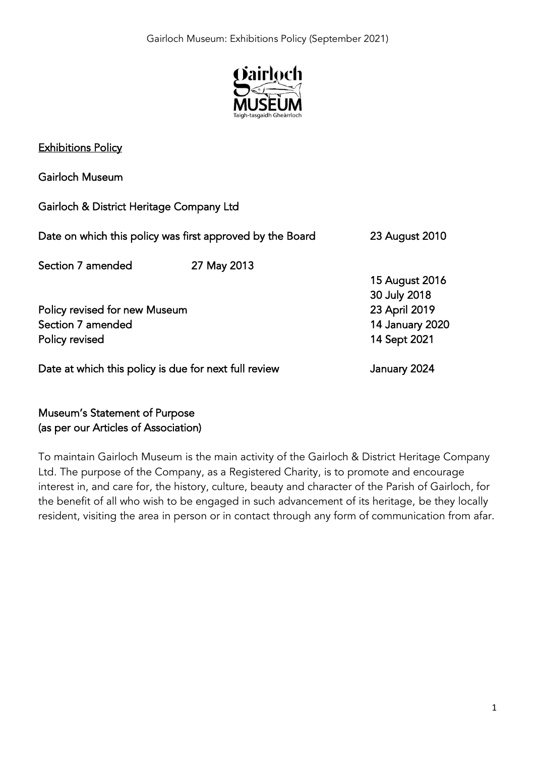## Exhibitions Policy

Gairloch Museum

Gairloch & District Heritage Company Ltd

| | | |
|---|---|---|
| Date on which this policy was first approved by the Board | | 23 August 2010 |
| Section 7 amended | 27 May 2013 | |
| | | 15 August 2016 |
| | | 30 July 2018 |
| Policy revised for new Museum | | 23 April 2019 |
| Section 7 amended | | 14 January 2020 |
| Policy revised | | 14 Sept 2021 |
| Date at which this policy is due for next full review | | January 2024 |

### Museum's Statement of Purpose
### (as per our Articles of Association)

To maintain Gairloch Museum is the main activity of the Gairloch & District Heritage Company Ltd. The purpose of the Company, as a Registered Charity, is to promote and encourage interest in, and care for, the history, culture, beauty and character of the Parish of Gairloch, for the benefit of all who wish to be engaged in such advancement of its heritage, be they locally resident, visiting the area in person or in contact through any form of communication from afar.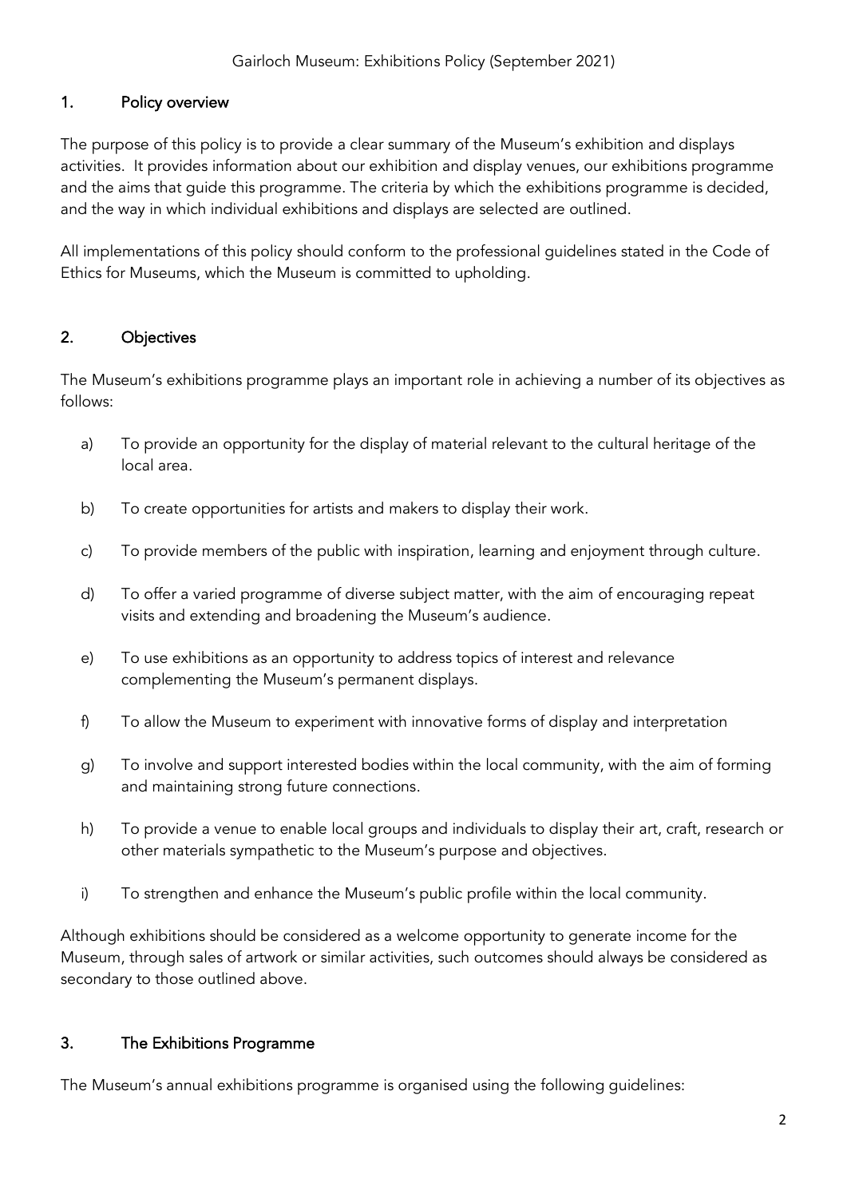## 1. Policy overview

The purpose of this policy is to provide a clear summary of the Museum's exhibition and displays activities. It provides information about our exhibition and display venues, our exhibitions programme and the aims that guide this programme. The criteria by which the exhibitions programme is decided, and the way in which individual exhibitions and displays are selected are outlined.

All implementations of this policy should conform to the professional guidelines stated in the Code of Ethics for Museums, which the Museum is committed to upholding.

## 2. Objectives

The Museum's exhibitions programme plays an important role in achieving a number of its objectives as follows:

a) To provide an opportunity for the display of material relevant to the cultural heritage of the local area.

b) To create opportunities for artists and makers to display their work.

c) To provide members of the public with inspiration, learning and enjoyment through culture.

d) To offer a varied programme of diverse subject matter, with the aim of encouraging repeat visits and extending and broadening the Museum's audience.

e) To use exhibitions as an opportunity to address topics of interest and relevance complementing the Museum's permanent displays.

f) To allow the Museum to experiment with innovative forms of display and interpretation

g) To involve and support interested bodies within the local community, with the aim of forming and maintaining strong future connections.

h) To provide a venue to enable local groups and individuals to display their art, craft, research or other materials sympathetic to the Museum's purpose and objectives.

i) To strengthen and enhance the Museum's public profile within the local community.

Although exhibitions should be considered as a welcome opportunity to generate income for the Museum, through sales of artwork or similar activities, such outcomes should always be considered as secondary to those outlined above.

## 3. The Exhibitions Programme

The Museum's annual exhibitions programme is organised using the following guidelines: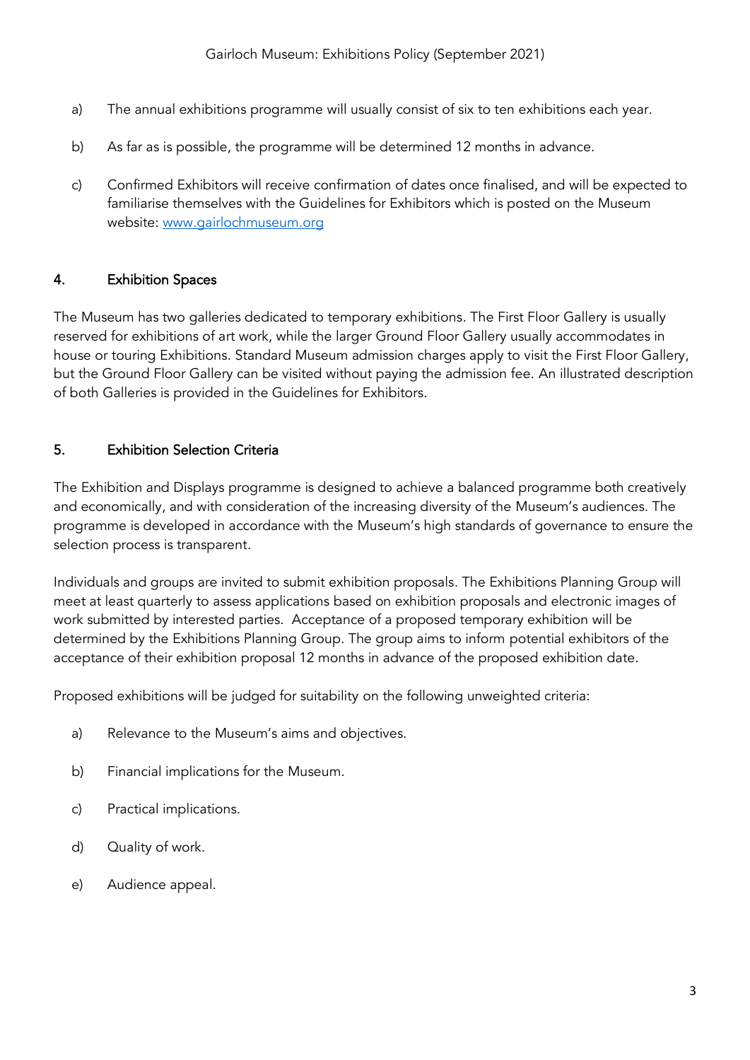a) The annual exhibitions programme will usually consist of six to ten exhibitions each year.

b) As far as is possible, the programme will be determined 12 months in advance.

c) Confirmed Exhibitors will receive confirmation of dates once finalised, and will be expected to familiarise themselves with the Guidelines for Exhibitors which is posted on the Museum website: [www.gairlochmuseum.org](www.gairlochmuseum.org)

## 4. Exhibition Spaces

The Museum has two galleries dedicated to temporary exhibitions. The First Floor Gallery is usually reserved for exhibitions of art work, while the larger Ground Floor Gallery usually accommodates in house or touring Exhibitions. Standard Museum admission charges apply to visit the First Floor Gallery, but the Ground Floor Gallery can be visited without paying the admission fee. An illustrated description of both Galleries is provided in the Guidelines for Exhibitors.

## 5. Exhibition Selection Criteria

The Exhibition and Displays programme is designed to achieve a balanced programme both creatively and economically, and with consideration of the increasing diversity of the Museum's audiences. The programme is developed in accordance with the Museum's high standards of governance to ensure the selection process is transparent.

Individuals and groups are invited to submit exhibition proposals. The Exhibitions Planning Group will meet at least quarterly to assess applications based on exhibition proposals and electronic images of work submitted by interested parties. Acceptance of a proposed temporary exhibition will be determined by the Exhibitions Planning Group. The group aims to inform potential exhibitors of the acceptance of their exhibition proposal 12 months in advance of the proposed exhibition date.

Proposed exhibitions will be judged for suitability on the following unweighted criteria:

a) Relevance to the Museum's aims and objectives.

b) Financial implications for the Museum.

c) Practical implications.

d) Quality of work.

e) Audience appeal.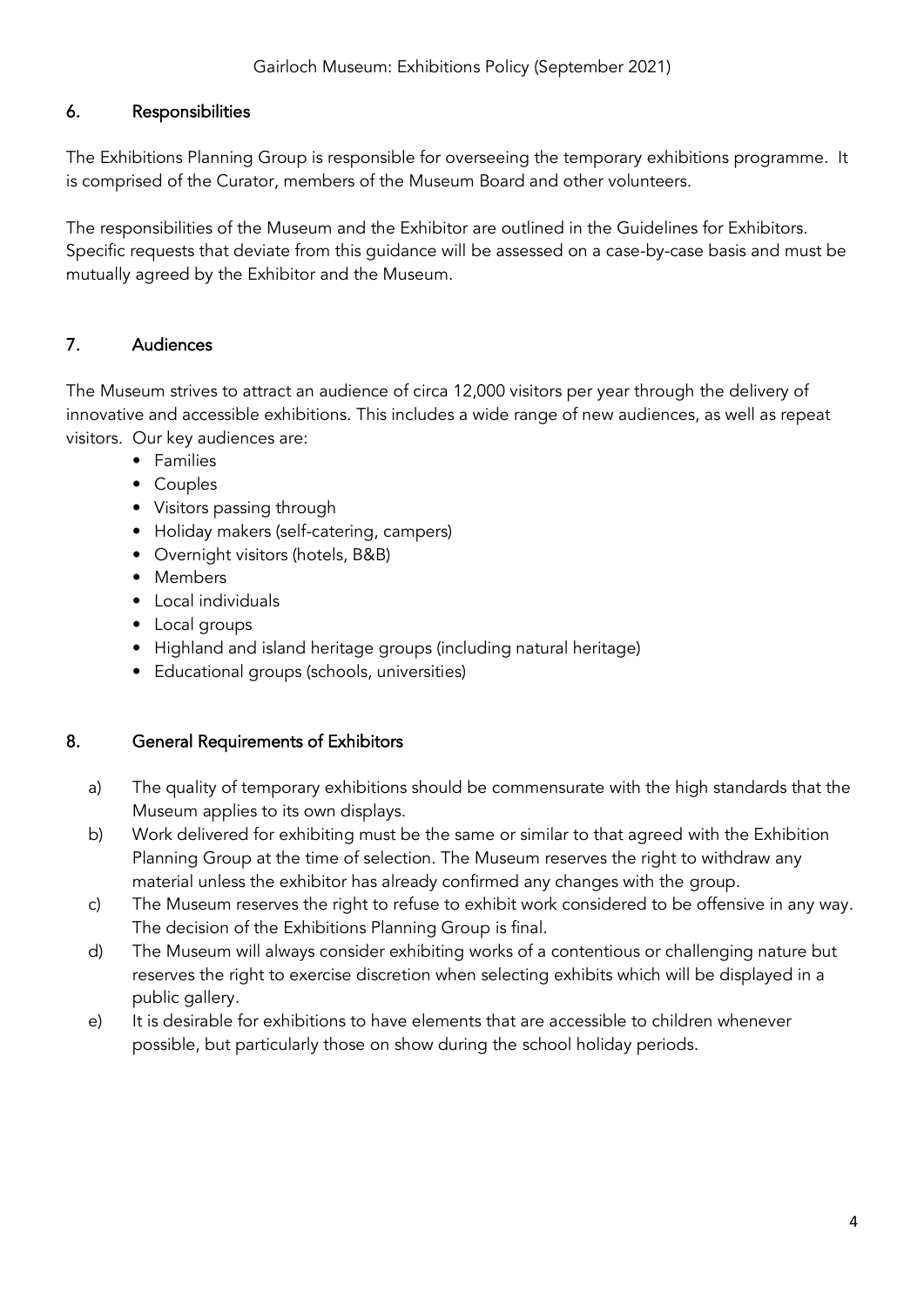## 6. Responsibilities

The Exhibitions Planning Group is responsible for overseeing the temporary exhibitions programme. It is comprised of the Curator, members of the Museum Board and other volunteers.

The responsibilities of the Museum and the Exhibitor are outlined in the Guidelines for Exhibitors. Specific requests that deviate from this guidance will be assessed on a case-by-case basis and must be mutually agreed by the Exhibitor and the Museum.

## 7. Audiences

The Museum strives to attract an audience of circa 12,000 visitors per year through the delivery of innovative and accessible exhibitions. This includes a wide range of new audiences, as well as repeat visitors. Our key audiences are:

- Families
- Couples
- Visitors passing through
- Holiday makers (self-catering, campers)
- Overnight visitors (hotels, B&B)
- Members
- Local individuals
- Local groups
- Highland and island heritage groups (including natural heritage)
- Educational groups (schools, universities)

## 8. General Requirements of Exhibitors

a) The quality of temporary exhibitions should be commensurate with the high standards that the Museum applies to its own displays.

b) Work delivered for exhibiting must be the same or similar to that agreed with the Exhibition Planning Group at the time of selection. The Museum reserves the right to withdraw any material unless the exhibitor has already confirmed any changes with the group.

c) The Museum reserves the right to refuse to exhibit work considered to be offensive in any way. The decision of the Exhibitions Planning Group is final.

d) The Museum will always consider exhibiting works of a contentious or challenging nature but reserves the right to exercise discretion when selecting exhibits which will be displayed in a public gallery.

e) It is desirable for exhibitions to have elements that are accessible to children whenever possible, but particularly those on show during the school holiday periods.